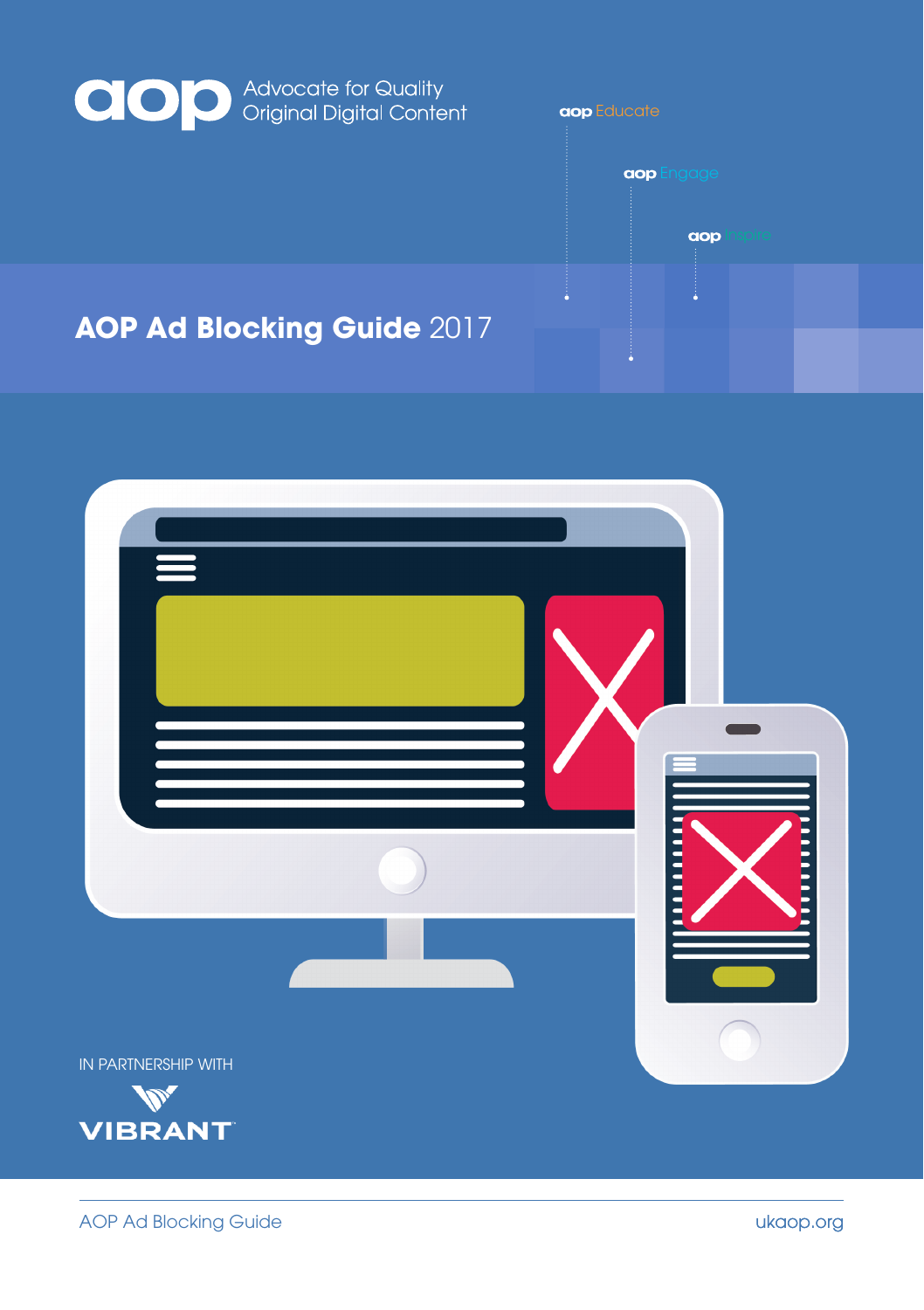aop Advocate for Quality Original Digital Content

aop Educate

aop Engage

aop Inspire

# AOP Ad Blocking Guide 2017

IN PARTNERSHIP WITH

VIBRANT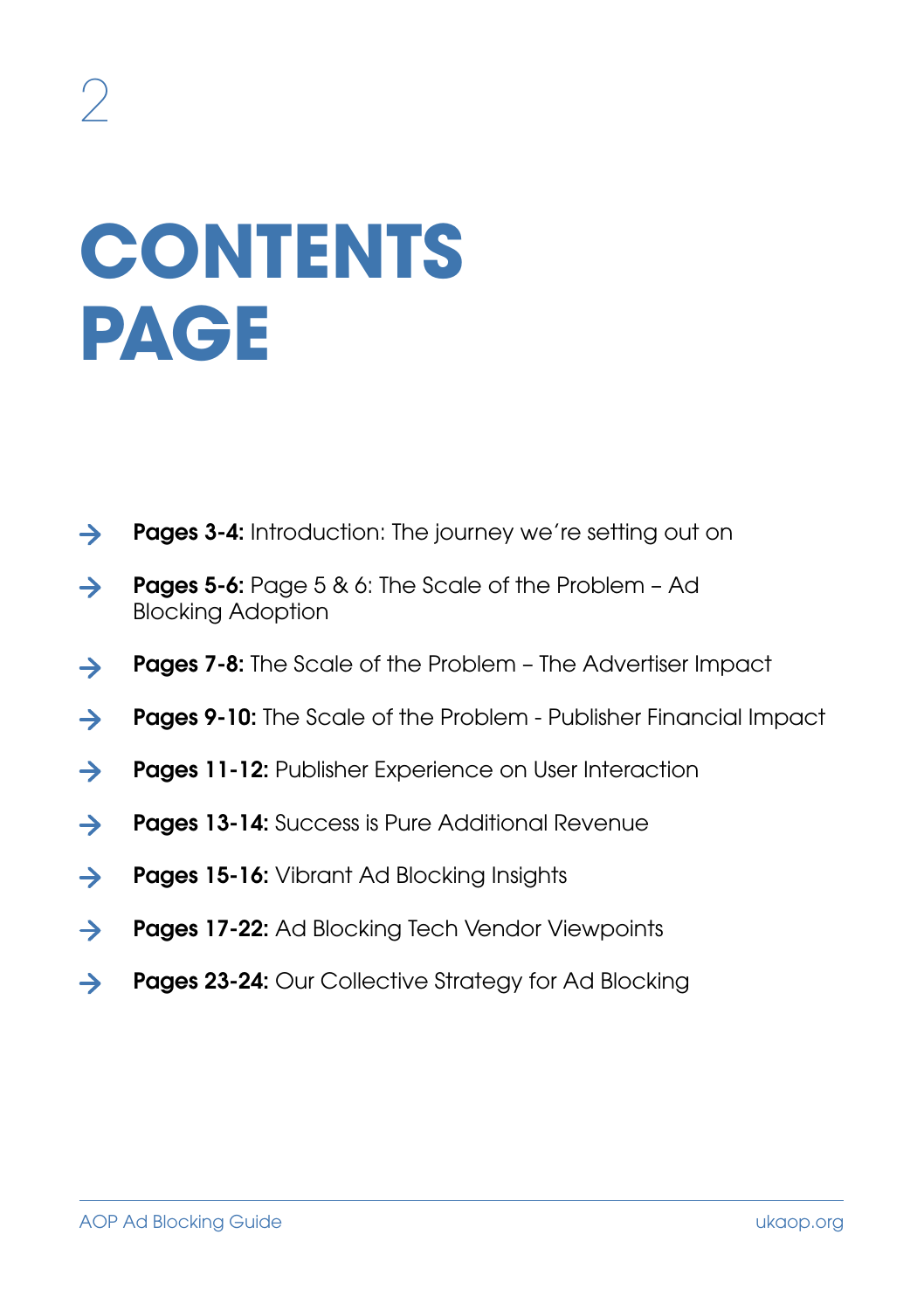# CONTENTS PAGE

- **Pages 3-4:** Introduction: The journey we're setting out on
- **Pages 5-6:** Page 5 & 6: The Scale of the Problem – Ad Blocking Adoption
- **Pages 7-8:** The Scale of the Problem – The Advertiser Impact
- **Pages 9-10:** The Scale of the Problem - Publisher Financial Impact
- **Pages 11-12:** Publisher Experience on User Interaction
- **Pages 13-14:** Success is Pure Additional Revenue
- **Pages 15-16:** Vibrant Ad Blocking Insights
- **Pages 17-22:** Ad Blocking Tech Vendor Viewpoints
- **Pages 23-24:** Our Collective Strategy for Ad Blocking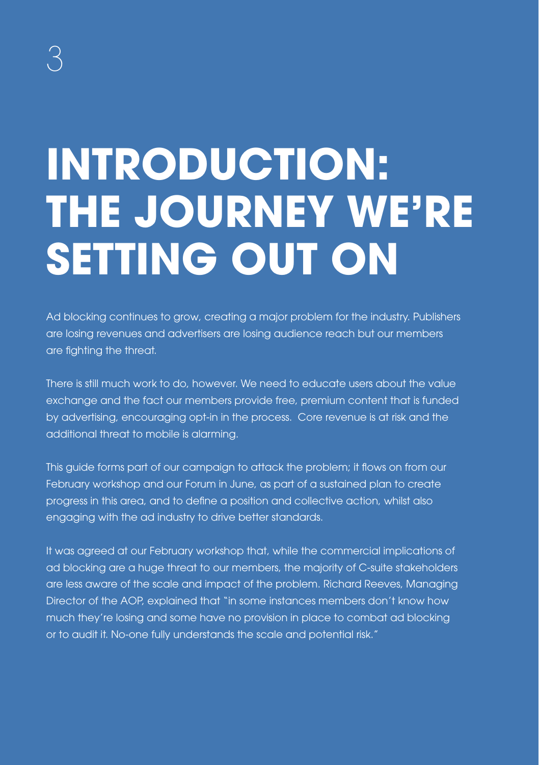# INTRODUCTION: THE JOURNEY WE'RE SETTING OUT ON

Ad blocking continues to grow, creating a major problem for the industry. Publishers are losing revenues and advertisers are losing audience reach but our members are fighting the threat.

There is still much work to do, however. We need to educate users about the value exchange and the fact our members provide free, premium content that is funded by advertising, encouraging opt-in in the process. Core revenue is at risk and the additional threat to mobile is alarming.

This guide forms part of our campaign to attack the problem; it flows on from our February workshop and our Forum in June, as part of a sustained plan to create progress in this area, and to define a position and collective action, whilst also engaging with the ad industry to drive better standards.

It was agreed at our February workshop that, while the commercial implications of ad blocking are a huge threat to our members, the majority of C-suite stakeholders are less aware of the scale and impact of the problem. Richard Reeves, Managing Director of the AOP, explained that "in some instances members don't know how much they're losing and some have no provision in place to combat ad blocking or to audit it. No-one fully understands the scale and potential risk."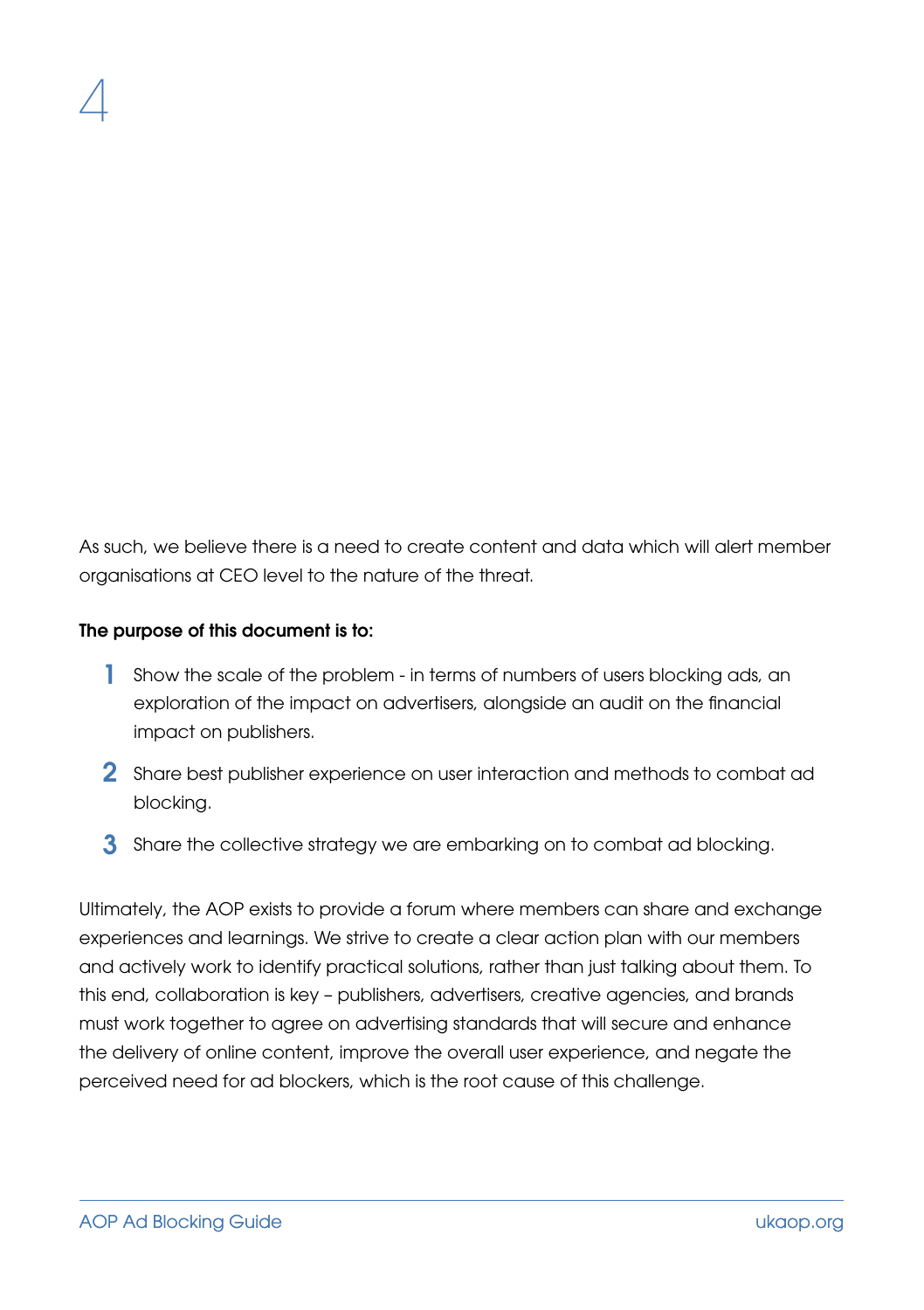As such, we believe there is a need to create content and data which will alert member organisations at CEO level to the nature of the threat.

**The purpose of this document is to:**

1. Show the scale of the problem - in terms of numbers of users blocking ads, an exploration of the impact on advertisers, alongside an audit on the financial impact on publishers.
2. Share best publisher experience on user interaction and methods to combat ad blocking.
3. Share the collective strategy we are embarking on to combat ad blocking.

Ultimately, the AOP exists to provide a forum where members can share and exchange experiences and learnings. We strive to create a clear action plan with our members and actively work to identify practical solutions, rather than just talking about them. To this end, collaboration is key – publishers, advertisers, creative agencies, and brands must work together to agree on advertising standards that will secure and enhance the delivery of online content, improve the overall user experience, and negate the perceived need for ad blockers, which is the root cause of this challenge.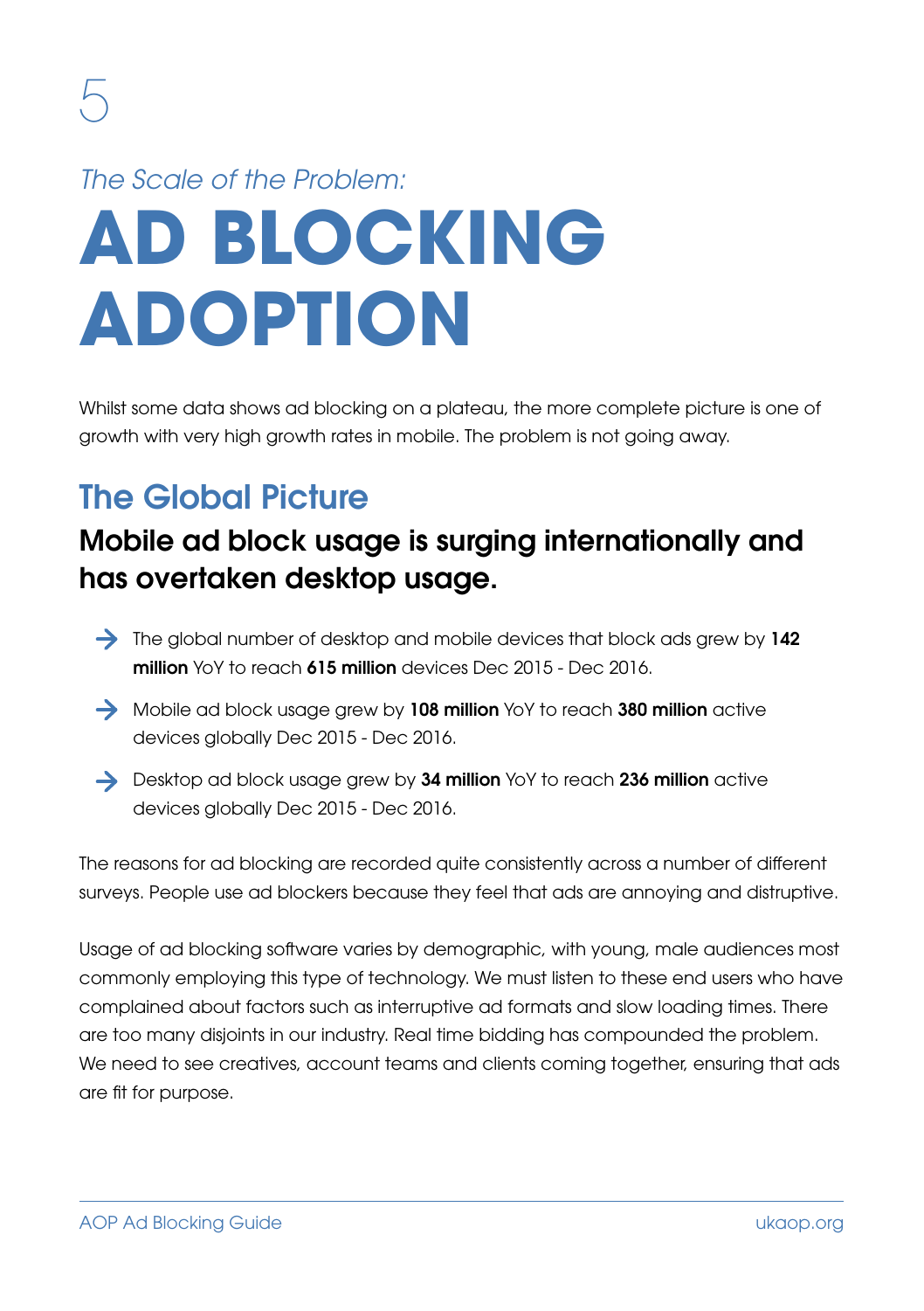5

*The Scale of the Problem:*

# AD BLOCKING ADOPTION

Whilst some data shows ad blocking on a plateau, the more complete picture is one of growth with very high growth rates in mobile. The problem is not going away.

## The Global Picture

### Mobile ad block usage is surging internationally and has overtaken desktop usage.

- The global number of desktop and mobile devices that block ads grew by **142 million** YoY to reach **615 million** devices Dec 2015 - Dec 2016.
- Mobile ad block usage grew by **108 million** YoY to reach **380 million** active devices globally Dec 2015 - Dec 2016.
- Desktop ad block usage grew by **34 million** YoY to reach **236 million** active devices globally Dec 2015 - Dec 2016.

The reasons for ad blocking are recorded quite consistently across a number of different surveys. People use ad blockers because they feel that ads are annoying and distruptive.

Usage of ad blocking software varies by demographic, with young, male audiences most commonly employing this type of technology. We must listen to these end users who have complained about factors such as interruptive ad formats and slow loading times. There are too many disjoints in our industry. Real time bidding has compounded the problem. We need to see creatives, account teams and clients coming together, ensuring that ads are fit for purpose.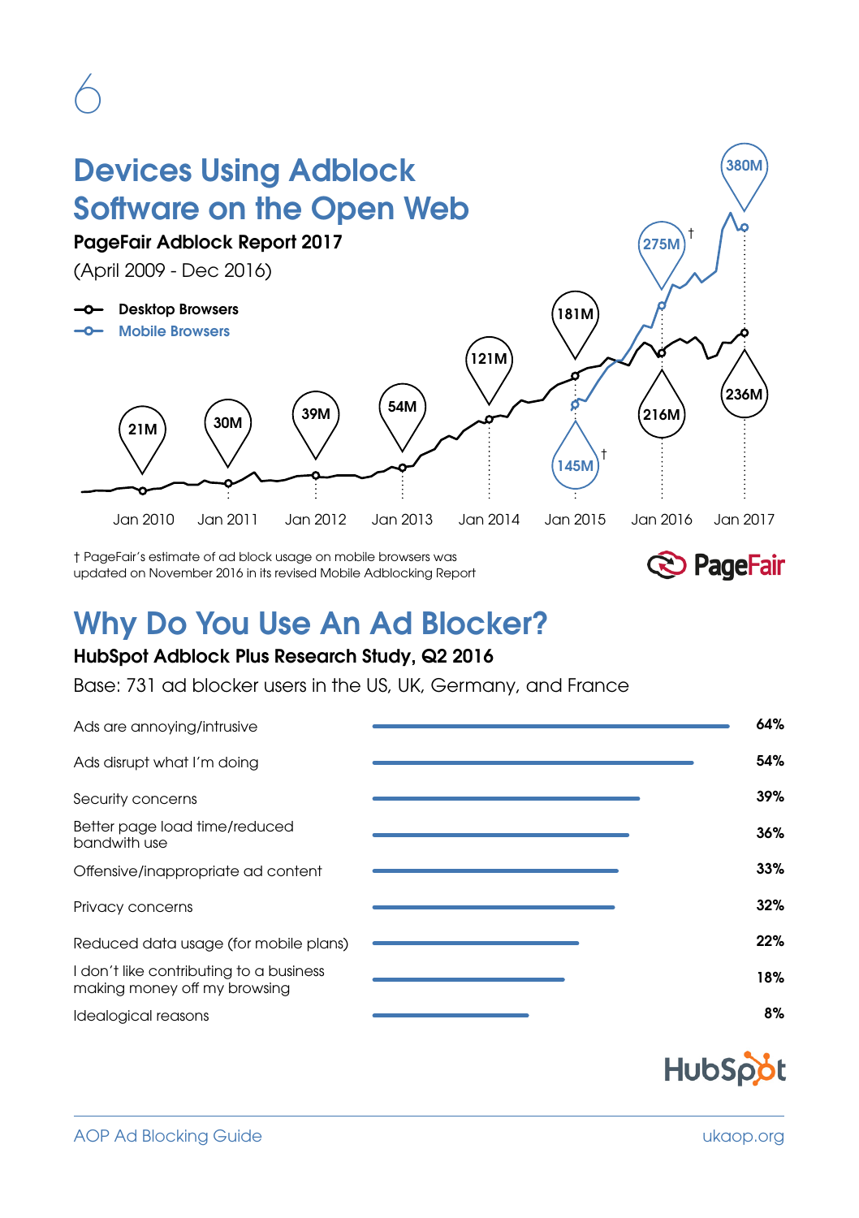## Devices Using Adblock Software on the Open Web

**PageFair Adblock Report 2017**

(April 2009 - Dec 2016)

- Desktop Browsers
- Mobile Browsers

| | Jan 2010 | Jan 2011 | Jan 2012 | Jan 2013 | Jan 2014 | Jan 2015 | Jan 2016 | Jan 2017 |
|---|---|---|---|---|---|---|---|---|
| Desktop Browsers | 21M | 30M | 39M | 54M | 121M | 181M | 216M | 236M |
| Mobile Browsers | | | | | | 145M† | 275M† | 380M |

† PageFair's estimate of ad block usage on mobile browsers was updated on November 2016 in its revised Mobile Adblocking Report

PageFair

## Why Do You Use An Ad Blocker?

**HubSpot Adblock Plus Research Study, Q2 2016**

Base: 731 ad blocker users in the US, UK, Germany, and France

| Reason | % |
|---|---|
| Ads are annoying/intrusive | 64% |
| Ads disrupt what I'm doing | 54% |
| Security concerns | 39% |
| Better page load time/reduced bandwith use | 36% |
| Offensive/inappropriate ad content | 33% |
| Privacy concerns | 32% |
| Reduced data usage (for mobile plans) | 22% |
| I don't like contributing to a business making money off my browsing | 18% |
| Idealogical reasons | 8% |

HubSpot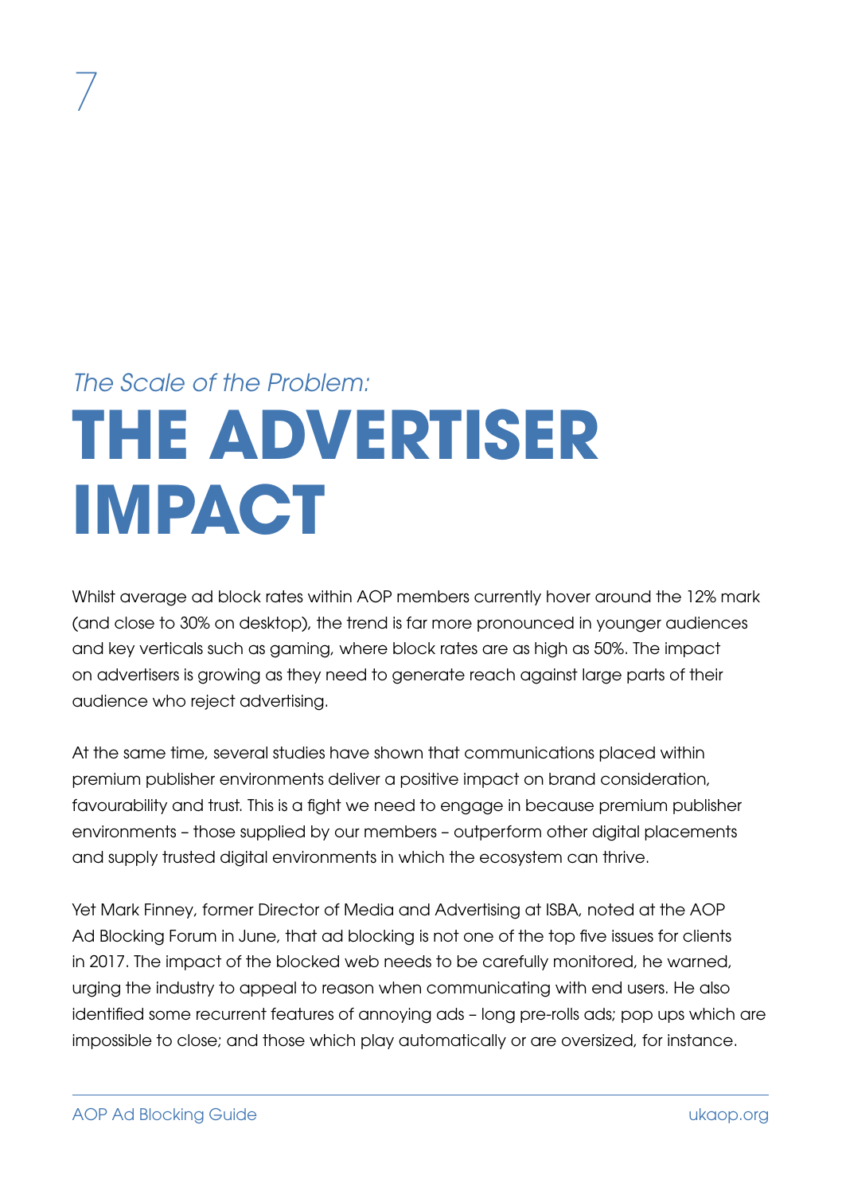*The Scale of the Problem:*

# THE ADVERTISER IMPACT

Whilst average ad block rates within AOP members currently hover around the 12% mark (and close to 30% on desktop), the trend is far more pronounced in younger audiences and key verticals such as gaming, where block rates are as high as 50%. The impact on advertisers is growing as they need to generate reach against large parts of their audience who reject advertising.

At the same time, several studies have shown that communications placed within premium publisher environments deliver a positive impact on brand consideration, favourability and trust. This is a fight we need to engage in because premium publisher environments – those supplied by our members – outperform other digital placements and supply trusted digital environments in which the ecosystem can thrive.

Yet Mark Finney, former Director of Media and Advertising at ISBA, noted at the AOP Ad Blocking Forum in June, that ad blocking is not one of the top five issues for clients in 2017. The impact of the blocked web needs to be carefully monitored, he warned, urging the industry to appeal to reason when communicating with end users. He also identified some recurrent features of annoying ads – long pre-rolls ads; pop ups which are impossible to close; and those which play automatically or are oversized, for instance.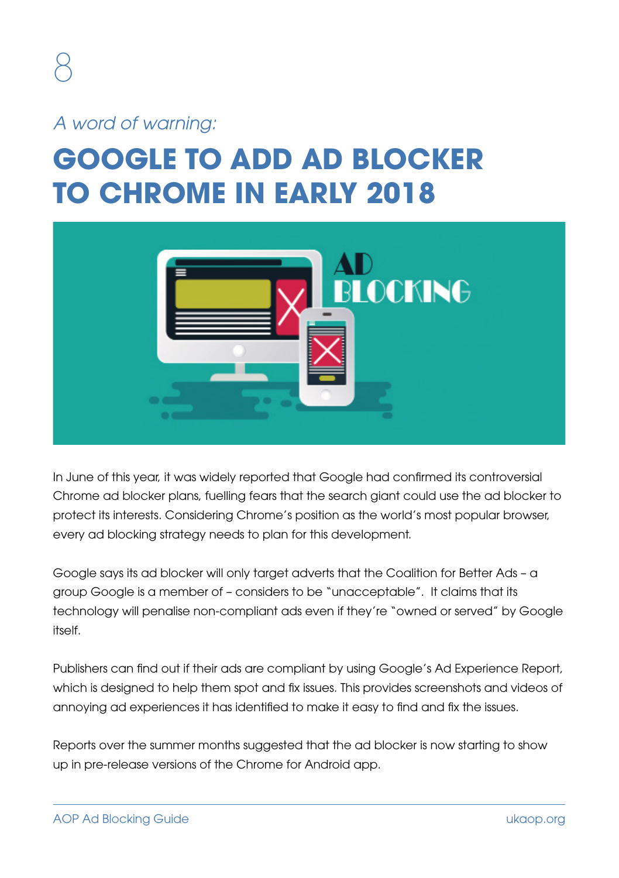8

*A word of warning:*

# GOOGLE TO ADD AD BLOCKER TO CHROME IN EARLY 2018

In June of this year, it was widely reported that Google had confirmed its controversial Chrome ad blocker plans, fuelling fears that the search giant could use the ad blocker to protect its interests. Considering Chrome's position as the world's most popular browser, every ad blocking strategy needs to plan for this development.

Google says its ad blocker will only target adverts that the Coalition for Better Ads – a group Google is a member of – considers to be "unacceptable". It claims that its technology will penalise non-compliant ads even if they're "owned or served" by Google itself.

Publishers can find out if their ads are compliant by using Google's Ad Experience Report, which is designed to help them spot and fix issues. This provides screenshots and videos of annoying ad experiences it has identified to make it easy to find and fix the issues.

Reports over the summer months suggested that the ad blocker is now starting to show up in pre-release versions of the Chrome for Android app.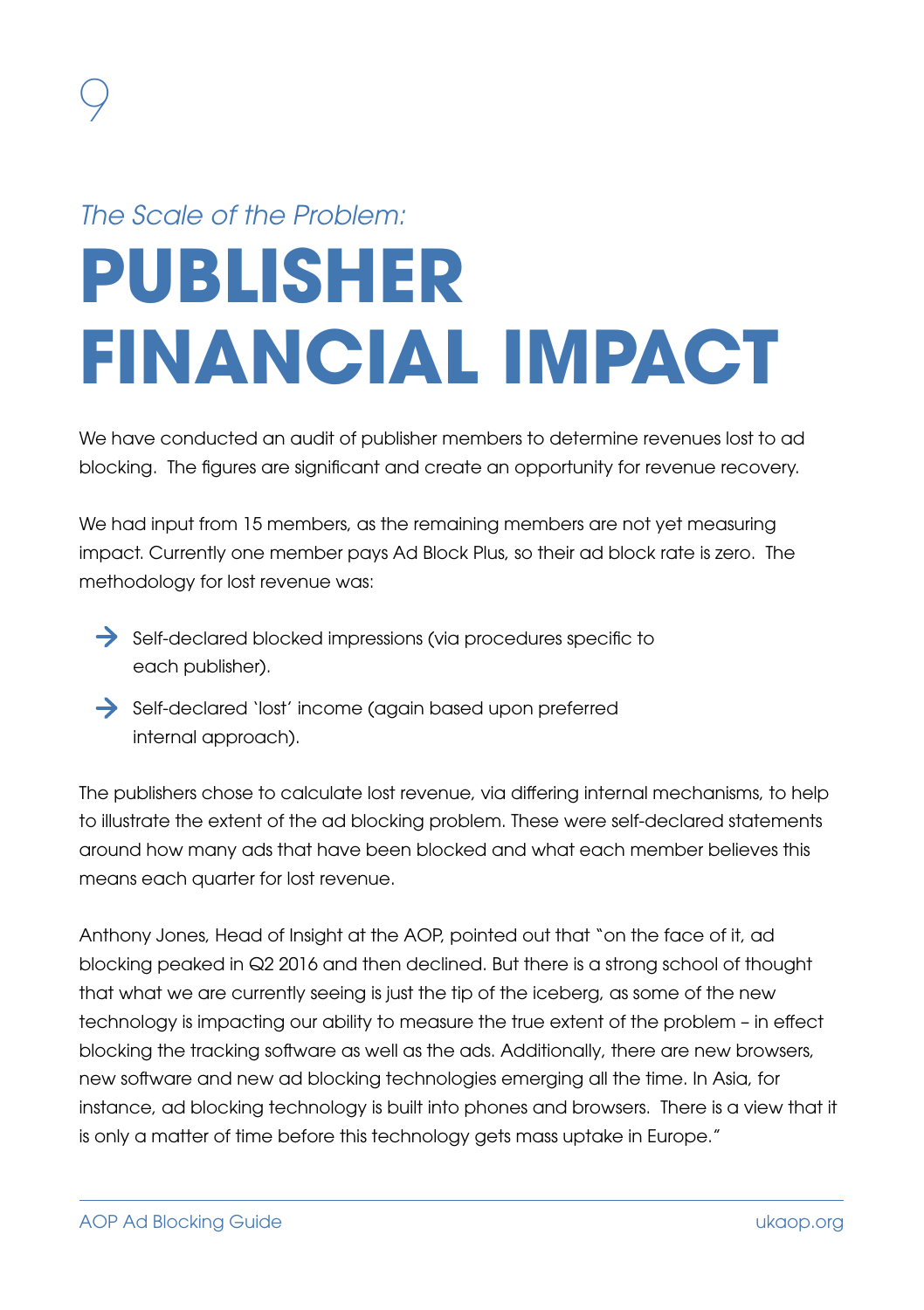*The Scale of the Problem:*

# PUBLISHER FINANCIAL IMPACT

We have conducted an audit of publisher members to determine revenues lost to ad blocking. The figures are significant and create an opportunity for revenue recovery.

We had input from 15 members, as the remaining members are not yet measuring impact. Currently one member pays Ad Block Plus, so their ad block rate is zero. The methodology for lost revenue was:

- Self-declared blocked impressions (via procedures specific to each publisher).
- Self-declared 'lost' income (again based upon preferred internal approach).

The publishers chose to calculate lost revenue, via differing internal mechanisms, to help to illustrate the extent of the ad blocking problem. These were self-declared statements around how many ads that have been blocked and what each member believes this means each quarter for lost revenue.

Anthony Jones, Head of Insight at the AOP, pointed out that "on the face of it, ad blocking peaked in Q2 2016 and then declined. But there is a strong school of thought that what we are currently seeing is just the tip of the iceberg, as some of the new technology is impacting our ability to measure the true extent of the problem – in effect blocking the tracking software as well as the ads. Additionally, there are new browsers, new software and new ad blocking technologies emerging all the time. In Asia, for instance, ad blocking technology is built into phones and browsers. There is a view that it is only a matter of time before this technology gets mass uptake in Europe."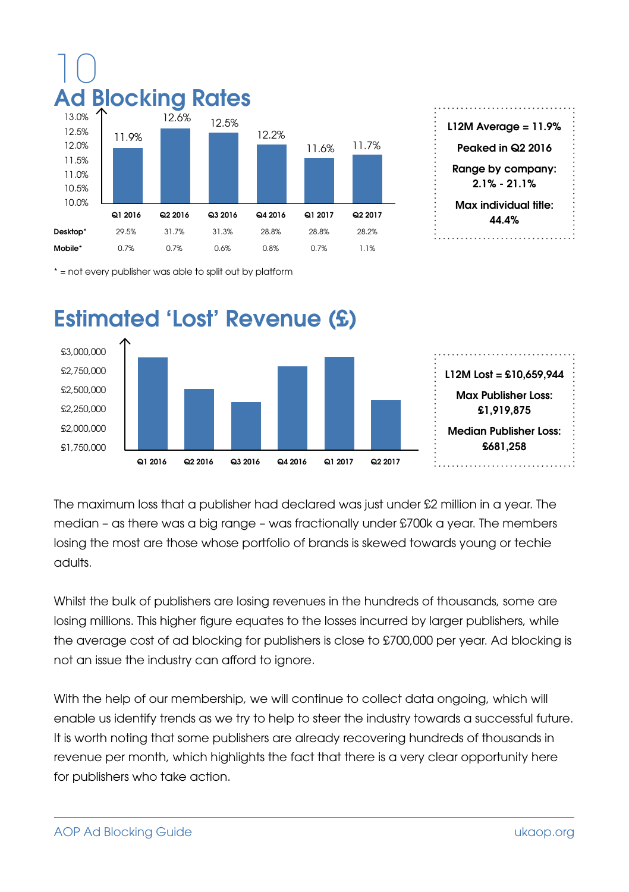# 10

## Ad Blocking Rates

| | Q1 2016 | Q2 2016 | Q3 2016 | Q4 2016 | Q1 2017 | Q2 2017 |
|---|---|---|---|---|---|---|
| Ad Blocking Rate | 11.9% | 12.6% | 12.5% | 12.2% | 11.6% | 11.7% |
| Desktop* | 29.5% | 31.7% | 31.3% | 28.8% | 28.8% | 28.2% |
| Mobile* | 0.7% | 0.7% | 0.6% | 0.8% | 0.7% | 1.1% |

\* = not every publisher was able to split out by platform

**L12M Average = 11.9%**

**Peaked in Q2 2016**

**Range by company: 2.1% - 21.1%**

**Max individual title: 44.4%**

## Estimated 'Lost' Revenue (£)

**L12M Lost = £10,659,944**

**Max Publisher Loss: £1,919,875**

**Median Publisher Loss: £681,258**

The maximum loss that a publisher had declared was just under £2 million in a year. The median – as there was a big range – was fractionally under £700k a year. The members losing the most are those whose portfolio of brands is skewed towards young or techie adults.

Whilst the bulk of publishers are losing revenues in the hundreds of thousands, some are losing millions. This higher figure equates to the losses incurred by larger publishers, while the average cost of ad blocking for publishers is close to £700,000 per year. Ad blocking is not an issue the industry can afford to ignore.

With the help of our membership, we will continue to collect data ongoing, which will enable us identify trends as we try to help to steer the industry towards a successful future. It is worth noting that some publishers are already recovering hundreds of thousands in revenue per month, which highlights the fact that there is a very clear opportunity here for publishers who take action.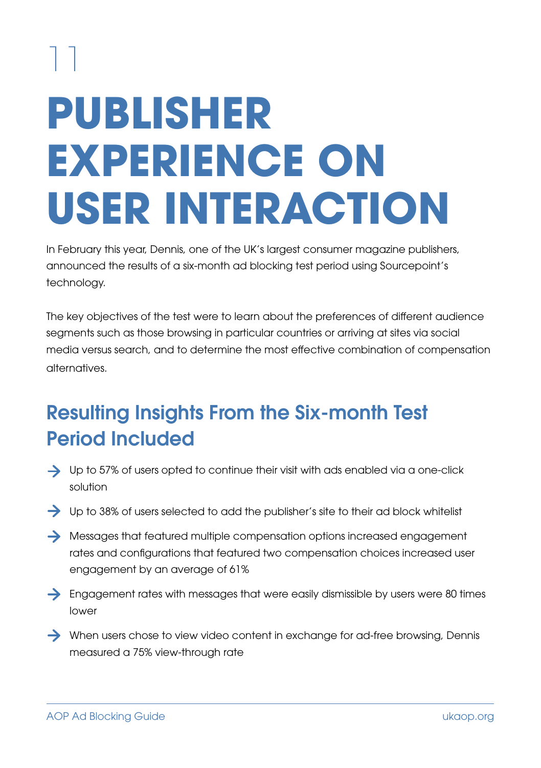11

# PUBLISHER EXPERIENCE ON USER INTERACTION

In February this year, Dennis, one of the UK's largest consumer magazine publishers, announced the results of a six-month ad blocking test period using Sourcepoint's technology.

The key objectives of the test were to learn about the preferences of different audience segments such as those browsing in particular countries or arriving at sites via social media versus search, and to determine the most effective combination of compensation alternatives.

## Resulting Insights From the Six-month Test Period Included

- Up to 57% of users opted to continue their visit with ads enabled via a one-click solution
- Up to 38% of users selected to add the publisher's site to their ad block whitelist
- Messages that featured multiple compensation options increased engagement rates and configurations that featured two compensation choices increased user engagement by an average of 61%
- Engagement rates with messages that were easily dismissible by users were 80 times lower
- When users chose to view video content in exchange for ad-free browsing, Dennis measured a 75% view-through rate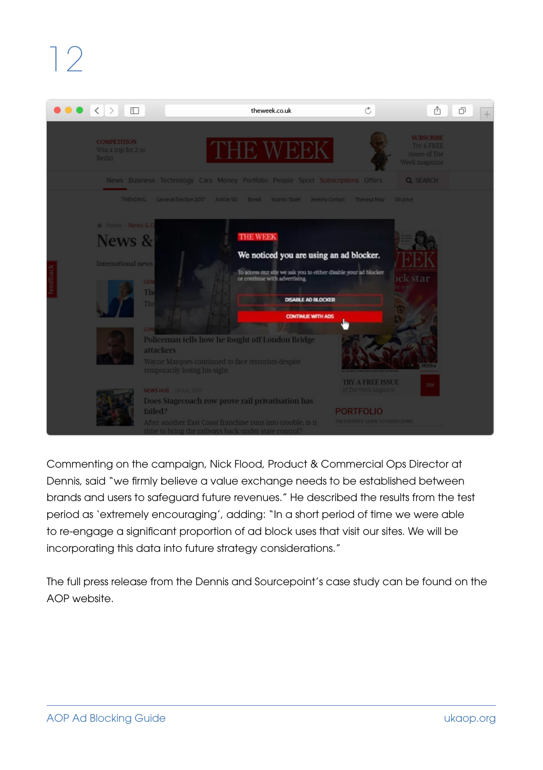Commenting on the campaign, Nick Flood, Product & Commercial Ops Director at Dennis, said "we firmly believe a value exchange needs to be established between brands and users to safeguard future revenues." He described the results from the test period as 'extremely encouraging', adding: "In a short period of time we were able to re-engage a significant proportion of ad block uses that visit our sites. We will be incorporating this data into future strategy considerations."

The full press release from the Dennis and Sourcepoint's case study can be found on the AOP website.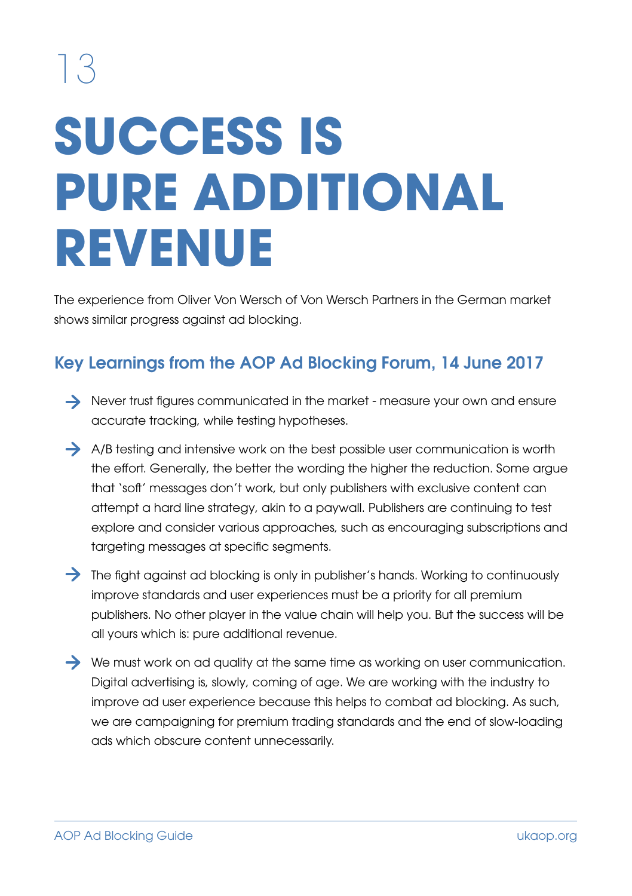13

# SUCCESS IS PURE ADDITIONAL REVENUE

The experience from Oliver Von Wersch of Von Wersch Partners in the German market shows similar progress against ad blocking.

## Key Learnings from the AOP Ad Blocking Forum, 14 June 2017

- Never trust figures communicated in the market - measure your own and ensure accurate tracking, while testing hypotheses.
- A/B testing and intensive work on the best possible user communication is worth the effort. Generally, the better the wording the higher the reduction. Some argue that 'soft' messages don't work, but only publishers with exclusive content can attempt a hard line strategy, akin to a paywall. Publishers are continuing to test explore and consider various approaches, such as encouraging subscriptions and targeting messages at specific segments.
- The fight against ad blocking is only in publisher's hands. Working to continuously improve standards and user experiences must be a priority for all premium publishers. No other player in the value chain will help you. But the success will be all yours which is: pure additional revenue.
- We must work on ad quality at the same time as working on user communication. Digital advertising is, slowly, coming of age. We are working with the industry to improve ad user experience because this helps to combat ad blocking. As such, we are campaigning for premium trading standards and the end of slow-loading ads which obscure content unnecessarily.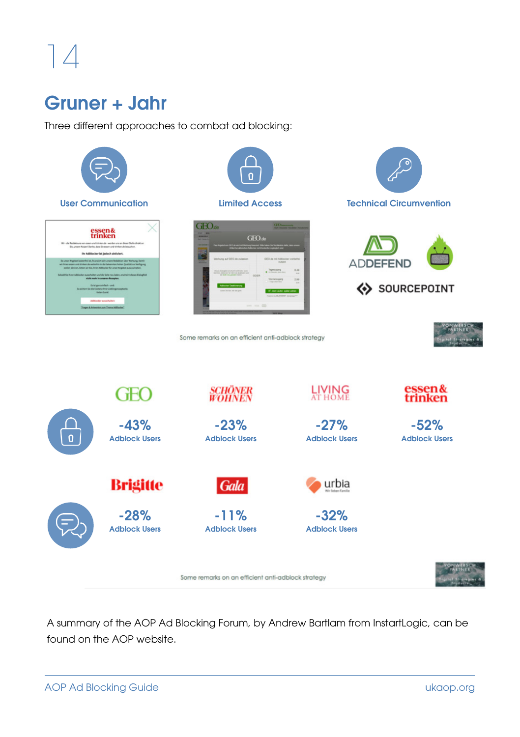## Gruner + Jahr

Three different approaches to combat ad blocking:

User Communication

Limited Access

Technical Circumvention

ADDEFEND

SOURCEPOINT

Some remarks on an efficient anti-adblock strategy

GEO

-43%
Adblock Users

SCHÖNER WOHNEN

-23%
Adblock Users

LIVING AT HOME

-27%
Adblock Users

essen & trinken

-52%
Adblock Users

Brigitte

-28%
Adblock Users

Gala

-11%
Adblock Users

urbia

-32%
Adblock Users

Some remarks on an efficient anti-adblock strategy

A summary of the AOP Ad Blocking Forum, by Andrew Bartlam from InstartLogic, can be found on the AOP website.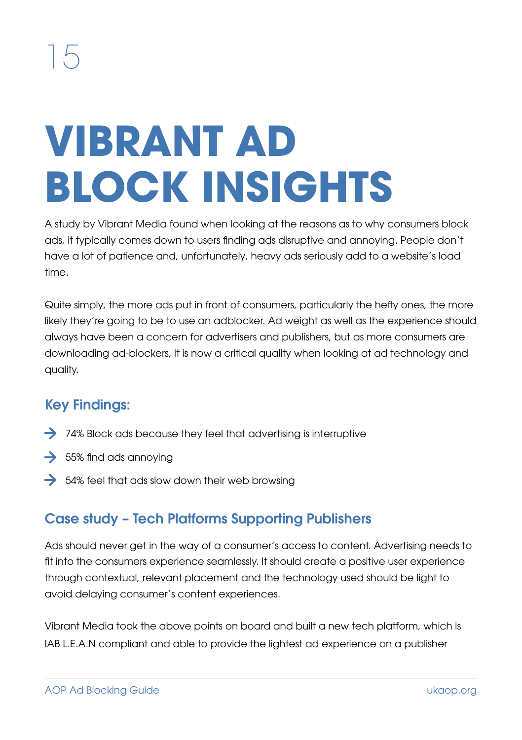15

# VIBRANT AD BLOCK INSIGHTS

A study by Vibrant Media found when looking at the reasons as to why consumers block ads, it typically comes down to users finding ads disruptive and annoying. People don't have a lot of patience and, unfortunately, heavy ads seriously add to a website's load time.

Quite simply, the more ads put in front of consumers, particularly the hefty ones, the more likely they're going to be to use an adblocker. Ad weight as well as the experience should always have been a concern for advertisers and publishers, but as more consumers are downloading ad-blockers, it is now a critical quality when looking at ad technology and quality.

## Key Findings:

- 74% Block ads because they feel that advertising is interruptive
- 55% find ads annoying
- 54% feel that ads slow down their web browsing

## Case study – Tech Platforms Supporting Publishers

Ads should never get in the way of a consumer's access to content. Advertising needs to fit into the consumers experience seamlessly. It should create a positive user experience through contextual, relevant placement and the technology used should be light to avoid delaying consumer's content experiences.

Vibrant Media took the above points on board and built a new tech platform, which is IAB L.E.A.N compliant and able to provide the lightest ad experience on a publisher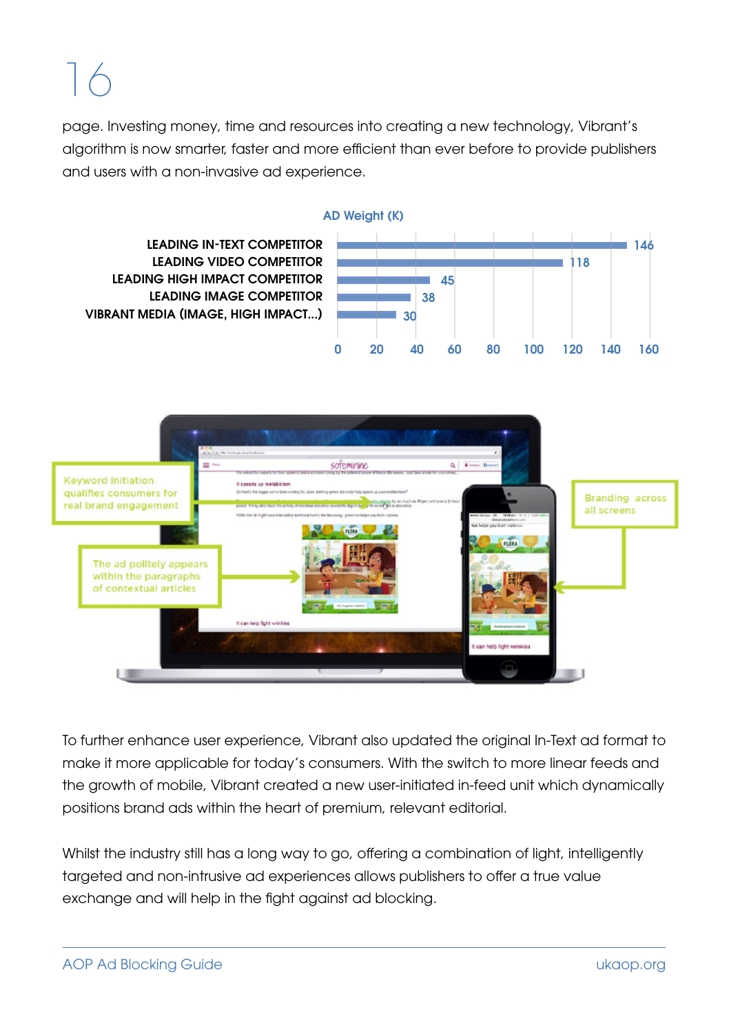page. Investing money, time and resources into creating a new technology, Vibrant's algorithm is now smarter, faster and more efficient than ever before to provide publishers and users with a non-invasive ad experience.

**AD Weight (K)**

| | AD Weight (K) |
|---|---|
| LEADING IN-TEXT COMPETITOR | 146 |
| LEADING VIDEO COMPETITOR | 118 |
| LEADING HIGH IMPACT COMPETITOR | 45 |
| LEADING IMAGE COMPETITOR | 38 |
| VIBRANT MEDIA (IMAGE, HIGH IMPACT...) | 30 |

Keyword initiation qualifies consumers for real brand engagement

The ad politely appears within the paragraphs of contextual articles

Branding across all screens

To further enhance user experience, Vibrant also updated the original In-Text ad format to make it more applicable for today's consumers. With the switch to more linear feeds and the growth of mobile, Vibrant created a new user-initiated in-feed unit which dynamically positions brand ads within the heart of premium, relevant editorial.

Whilst the industry still has a long way to go, offering a combination of light, intelligently targeted and non-intrusive ad experiences allows publishers to offer a true value exchange and will help in the fight against ad blocking.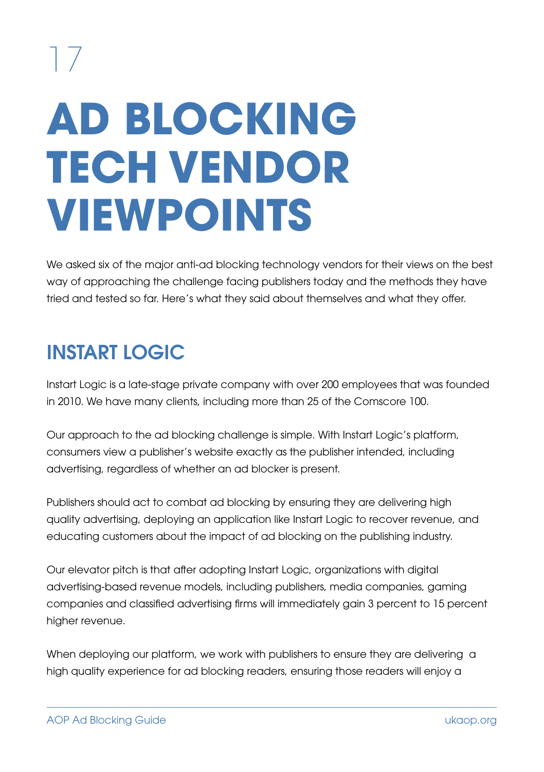# AD BLOCKING TECH VENDOR VIEWPOINTS

We asked six of the major anti-ad blocking technology vendors for their views on the best way of approaching the challenge facing publishers today and the methods they have tried and tested so far. Here's what they said about themselves and what they offer.

## INSTART LOGIC

Instart Logic is a late-stage private company with over 200 employees that was founded in 2010. We have many clients, including more than 25 of the Comscore 100.

Our approach to the ad blocking challenge is simple. With Instart Logic's platform, consumers view a publisher's website exactly as the publisher intended, including advertising, regardless of whether an ad blocker is present.

Publishers should act to combat ad blocking by ensuring they are delivering high quality advertising, deploying an application like Instart Logic to recover revenue, and educating customers about the impact of ad blocking on the publishing industry.

Our elevator pitch is that after adopting Instart Logic, organizations with digital advertising-based revenue models, including publishers, media companies, gaming companies and classified advertising firms will immediately gain 3 percent to 15 percent higher revenue.

When deploying our platform, we work with publishers to ensure they are delivering a high quality experience for ad blocking readers, ensuring those readers will enjoy a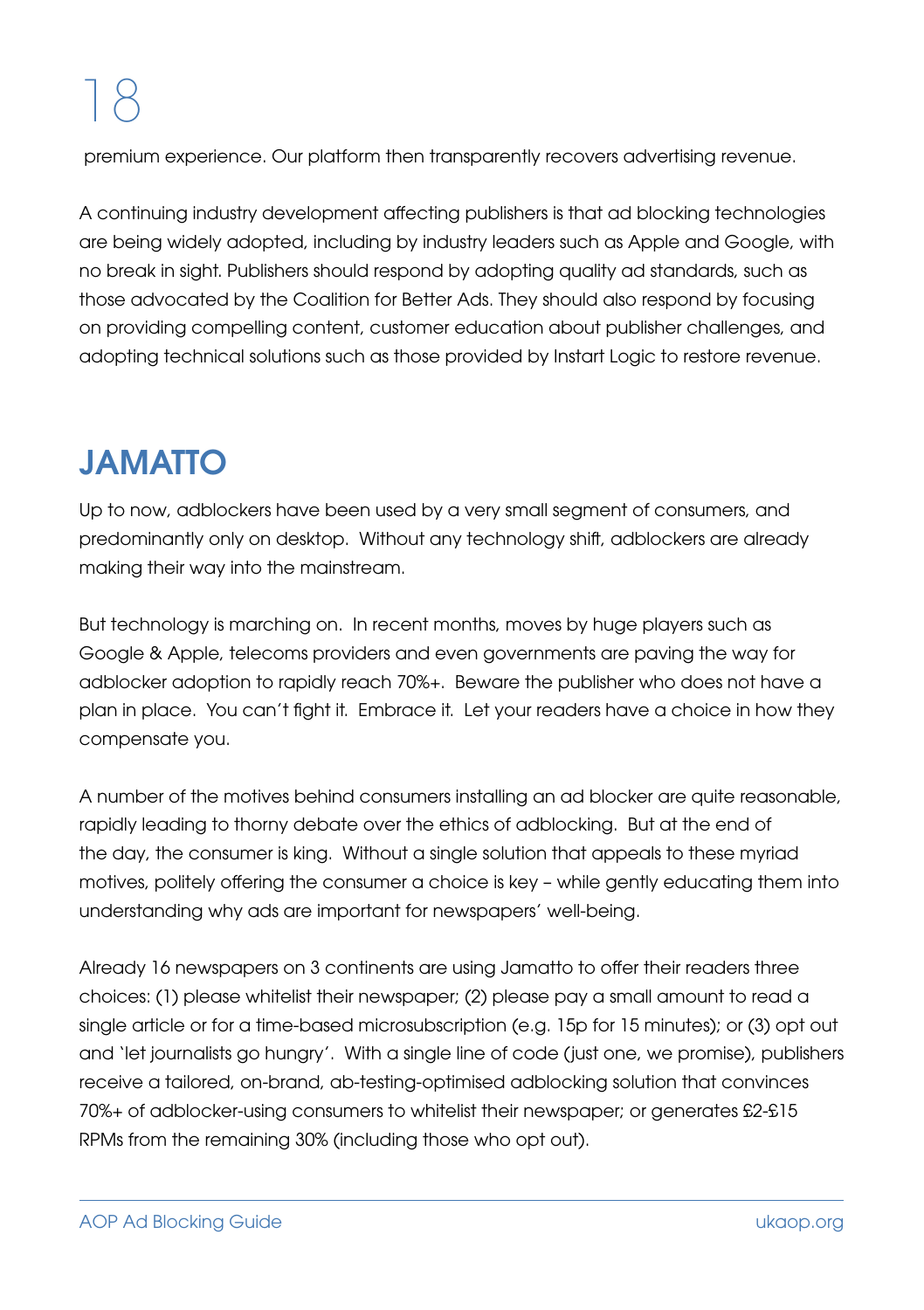premium experience. Our platform then transparently recovers advertising revenue.

A continuing industry development affecting publishers is that ad blocking technologies are being widely adopted, including by industry leaders such as Apple and Google, with no break in sight. Publishers should respond by adopting quality ad standards, such as those advocated by the Coalition for Better Ads. They should also respond by focusing on providing compelling content, customer education about publisher challenges, and adopting technical solutions such as those provided by Instart Logic to restore revenue.

## JAMATTO

Up to now, adblockers have been used by a very small segment of consumers, and predominantly only on desktop. Without any technology shift, adblockers are already making their way into the mainstream.

But technology is marching on. In recent months, moves by huge players such as Google & Apple, telecoms providers and even governments are paving the way for adblocker adoption to rapidly reach 70%+. Beware the publisher who does not have a plan in place. You can't fight it. Embrace it. Let your readers have a choice in how they compensate you.

A number of the motives behind consumers installing an ad blocker are quite reasonable, rapidly leading to thorny debate over the ethics of adblocking. But at the end of the day, the consumer is king. Without a single solution that appeals to these myriad motives, politely offering the consumer a choice is key – while gently educating them into understanding why ads are important for newspapers' well-being.

Already 16 newspapers on 3 continents are using Jamatto to offer their readers three choices: (1) please whitelist their newspaper; (2) please pay a small amount to read a single article or for a time-based microsubscription (e.g. 15p for 15 minutes); or (3) opt out and 'let journalists go hungry'. With a single line of code (just one, we promise), publishers receive a tailored, on-brand, ab-testing-optimised adblocking solution that convinces 70%+ of adblocker-using consumers to whitelist their newspaper; or generates £2-£15 RPMs from the remaining 30% (including those who opt out).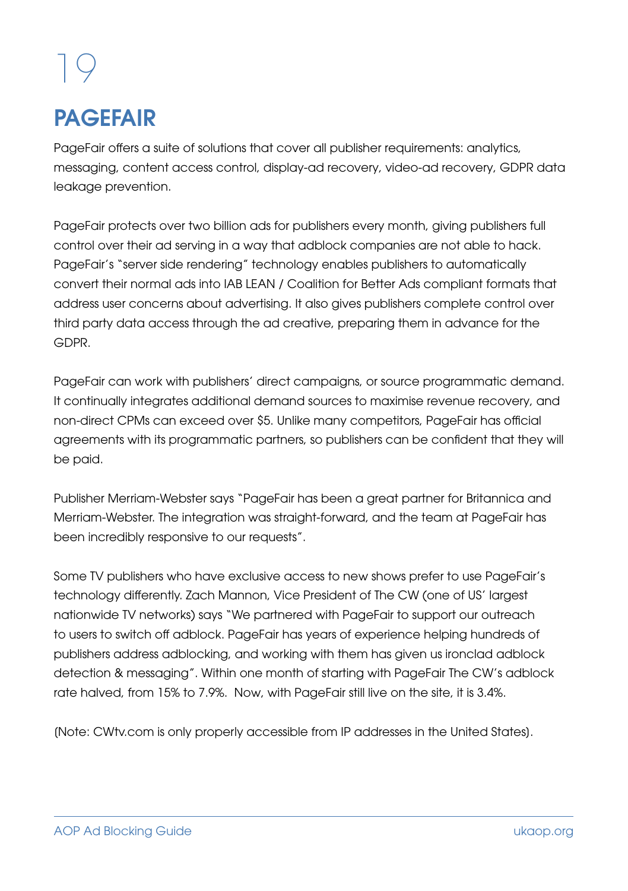19

# PAGEFAIR

PageFair offers a suite of solutions that cover all publisher requirements: analytics, messaging, content access control, display-ad recovery, video-ad recovery, GDPR data leakage prevention.

PageFair protects over two billion ads for publishers every month, giving publishers full control over their ad serving in a way that adblock companies are not able to hack. PageFair's "server side rendering" technology enables publishers to automatically convert their normal ads into IAB LEAN / Coalition for Better Ads compliant formats that address user concerns about advertising. It also gives publishers complete control over third party data access through the ad creative, preparing them in advance for the GDPR.

PageFair can work with publishers' direct campaigns, or source programmatic demand. It continually integrates additional demand sources to maximise revenue recovery, and non-direct CPMs can exceed over $5. Unlike many competitors, PageFair has official agreements with its programmatic partners, so publishers can be confident that they will be paid.

Publisher Merriam-Webster says "PageFair has been a great partner for Britannica and Merriam-Webster. The integration was straight-forward, and the team at PageFair has been incredibly responsive to our requests".

Some TV publishers who have exclusive access to new shows prefer to use PageFair's technology differently. Zach Mannon, Vice President of The CW (one of US' largest nationwide TV networks) says "We partnered with PageFair to support our outreach to users to switch off adblock. PageFair has years of experience helping hundreds of publishers address adblocking, and working with them has given us ironclad adblock detection & messaging". Within one month of starting with PageFair The CW's adblock rate halved, from 15% to 7.9%. Now, with PageFair still live on the site, it is 3.4%.

(Note: CWtv.com is only properly accessible from IP addresses in the United States).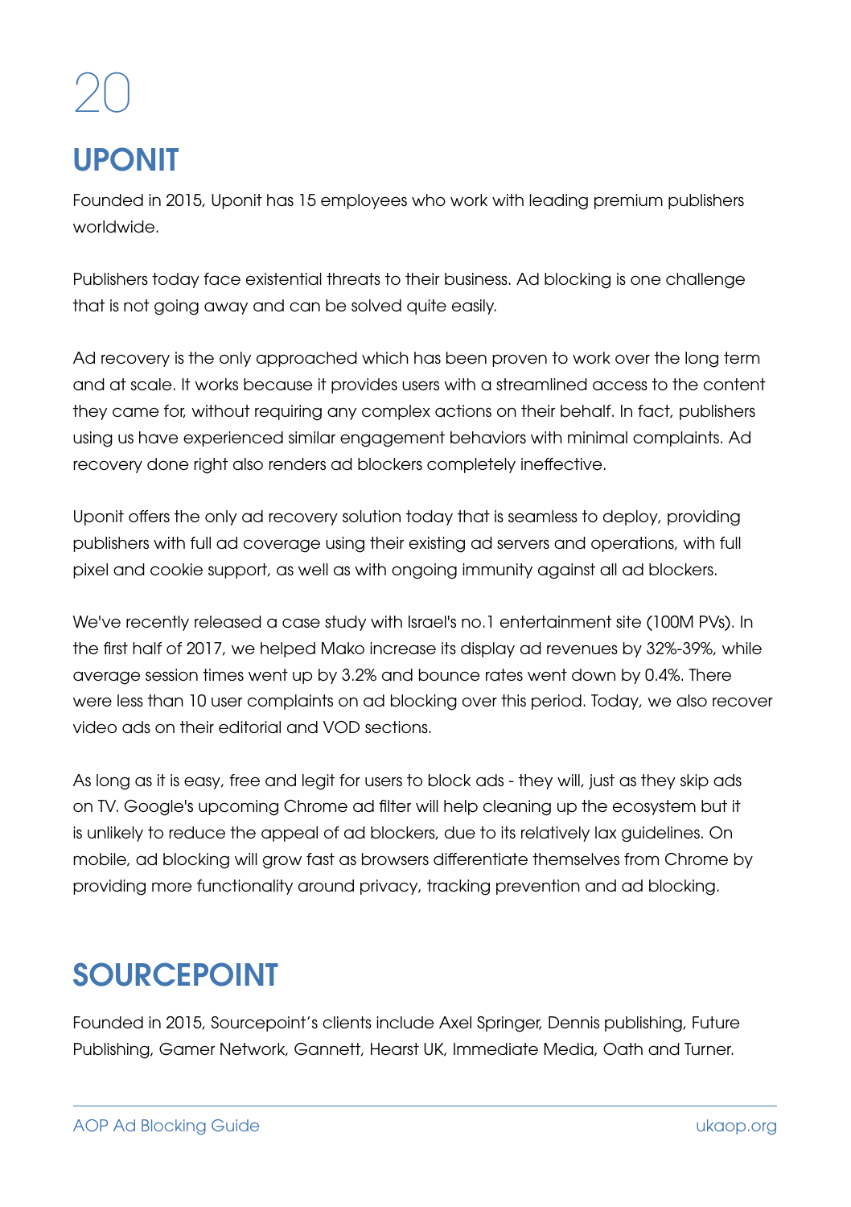## UPONIT

Founded in 2015, Uponit has 15 employees who work with leading premium publishers worldwide.

Publishers today face existential threats to their business. Ad blocking is one challenge that is not going away and can be solved quite easily.

Ad recovery is the only approached which has been proven to work over the long term and at scale. It works because it provides users with a streamlined access to the content they came for, without requiring any complex actions on their behalf. In fact, publishers using us have experienced similar engagement behaviors with minimal complaints. Ad recovery done right also renders ad blockers completely ineffective.

Uponit offers the only ad recovery solution today that is seamless to deploy, providing publishers with full ad coverage using their existing ad servers and operations, with full pixel and cookie support, as well as with ongoing immunity against all ad blockers.

We've recently released a case study with Israel's no.1 entertainment site (100M PVs). In the first half of 2017, we helped Mako increase its display ad revenues by 32%-39%, while average session times went up by 3.2% and bounce rates went down by 0.4%. There were less than 10 user complaints on ad blocking over this period. Today, we also recover video ads on their editorial and VOD sections.

As long as it is easy, free and legit for users to block ads - they will, just as they skip ads on TV. Google's upcoming Chrome ad filter will help cleaning up the ecosystem but it is unlikely to reduce the appeal of ad blockers, due to its relatively lax guidelines. On mobile, ad blocking will grow fast as browsers differentiate themselves from Chrome by providing more functionality around privacy, tracking prevention and ad blocking.

## SOURCEPOINT

Founded in 2015, Sourcepoint's clients include Axel Springer, Dennis publishing, Future Publishing, Gamer Network, Gannett, Hearst UK, Immediate Media, Oath and Turner.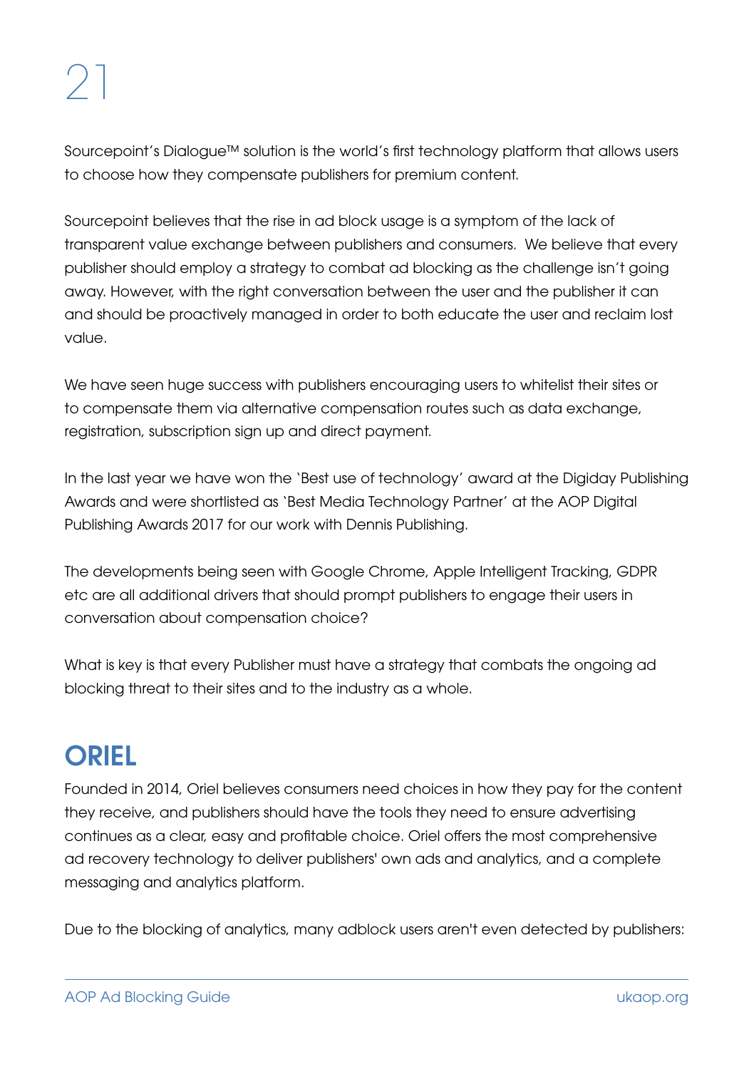Sourcepoint's Dialogue™ solution is the world's first technology platform that allows users to choose how they compensate publishers for premium content.

Sourcepoint believes that the rise in ad block usage is a symptom of the lack of transparent value exchange between publishers and consumers. We believe that every publisher should employ a strategy to combat ad blocking as the challenge isn't going away. However, with the right conversation between the user and the publisher it can and should be proactively managed in order to both educate the user and reclaim lost value.

We have seen huge success with publishers encouraging users to whitelist their sites or to compensate them via alternative compensation routes such as data exchange, registration, subscription sign up and direct payment.

In the last year we have won the 'Best use of technology' award at the Digiday Publishing Awards and were shortlisted as 'Best Media Technology Partner' at the AOP Digital Publishing Awards 2017 for our work with Dennis Publishing.

The developments being seen with Google Chrome, Apple Intelligent Tracking, GDPR etc are all additional drivers that should prompt publishers to engage their users in conversation about compensation choice?

What is key is that every Publisher must have a strategy that combats the ongoing ad blocking threat to their sites and to the industry as a whole.

## ORIEL

Founded in 2014, Oriel believes consumers need choices in how they pay for the content they receive, and publishers should have the tools they need to ensure advertising continues as a clear, easy and profitable choice. Oriel offers the most comprehensive ad recovery technology to deliver publishers' own ads and analytics, and a complete messaging and analytics platform.

Due to the blocking of analytics, many adblock users aren't even detected by publishers: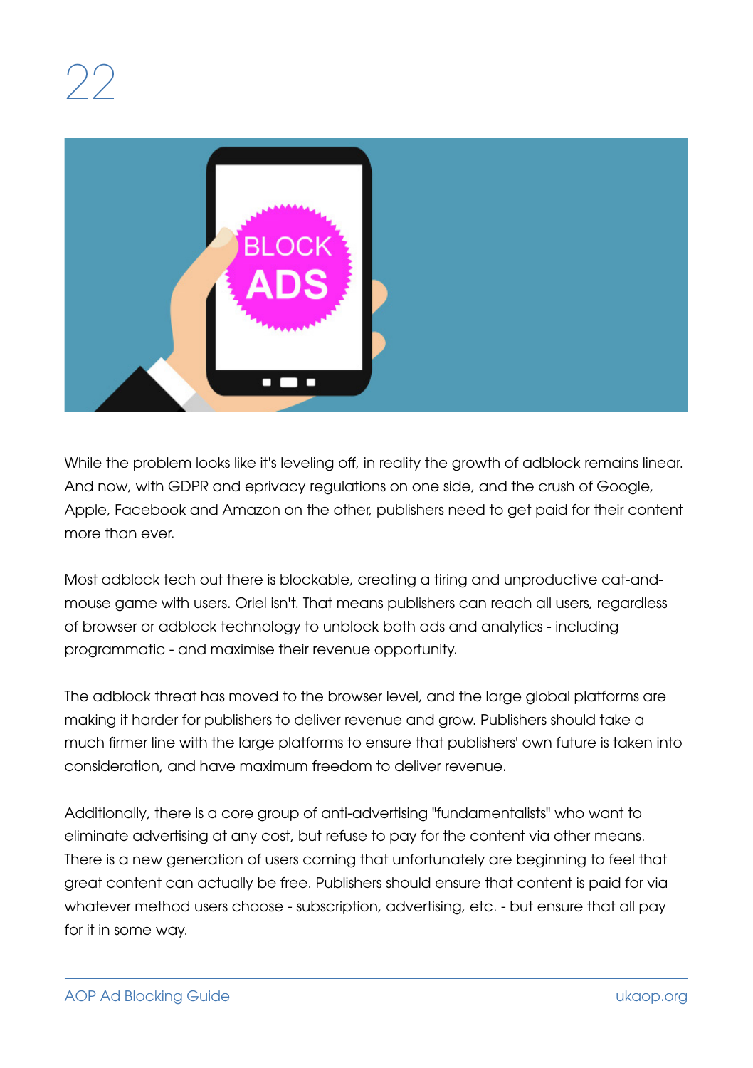# 22

While the problem looks like it's leveling off, in reality the growth of adblock remains linear. And now, with GDPR and eprivacy regulations on one side, and the crush of Google, Apple, Facebook and Amazon on the other, publishers need to get paid for their content more than ever.

Most adblock tech out there is blockable, creating a tiring and unproductive cat-and-mouse game with users. Oriel isn't. That means publishers can reach all users, regardless of browser or adblock technology to unblock both ads and analytics - including programmatic - and maximise their revenue opportunity.

The adblock threat has moved to the browser level, and the large global platforms are making it harder for publishers to deliver revenue and grow. Publishers should take a much firmer line with the large platforms to ensure that publishers' own future is taken into consideration, and have maximum freedom to deliver revenue.

Additionally, there is a core group of anti-advertising "fundamentalists" who want to eliminate advertising at any cost, but refuse to pay for the content via other means. There is a new generation of users coming that unfortunately are beginning to feel that great content can actually be free. Publishers should ensure that content is paid for via whatever method users choose - subscription, advertising, etc. - but ensure that all pay for it in some way.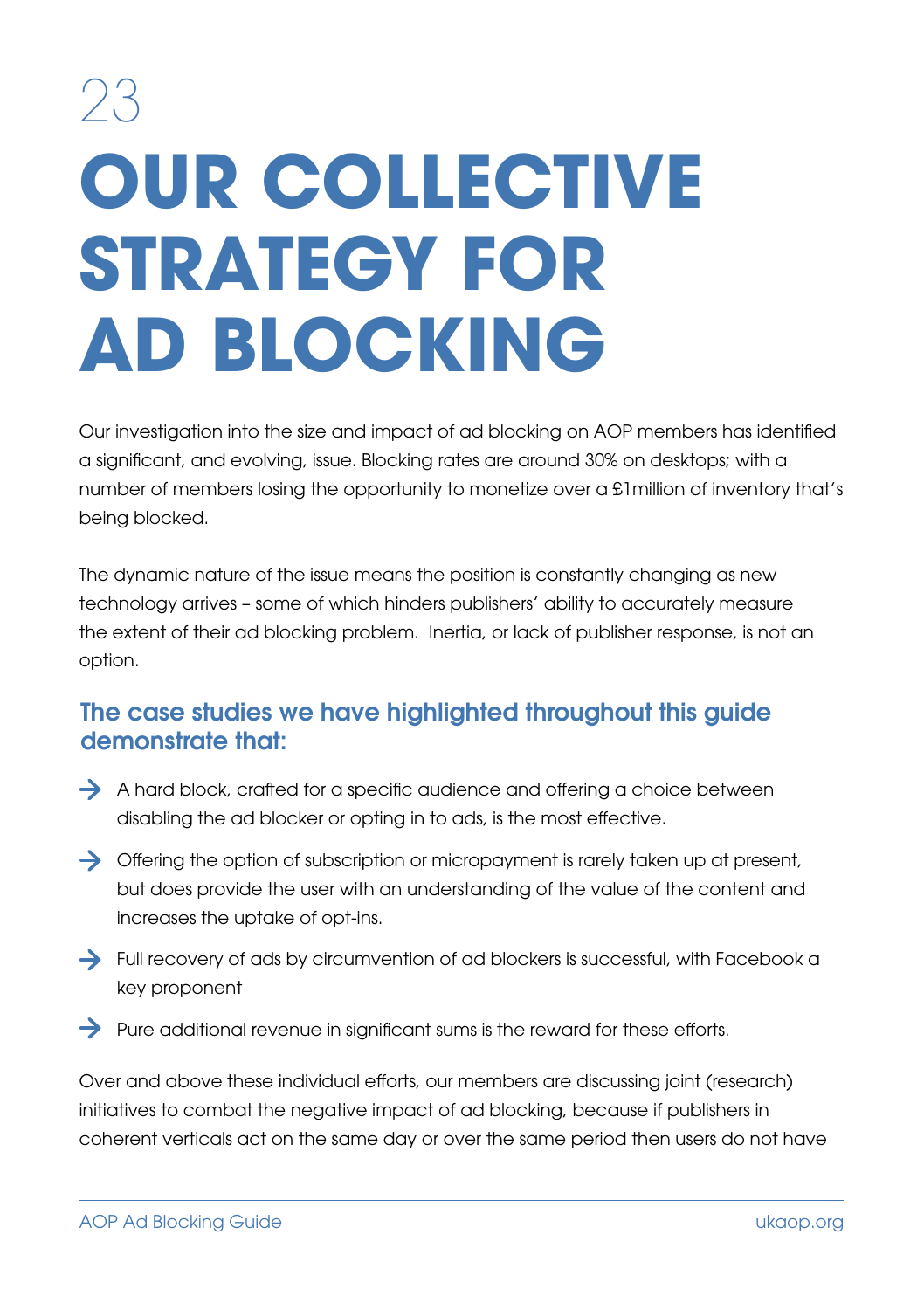23

# OUR COLLECTIVE STRATEGY FOR AD BLOCKING

Our investigation into the size and impact of ad blocking on AOP members has identified a significant, and evolving, issue. Blocking rates are around 30% on desktops; with a number of members losing the opportunity to monetize over a £1million of inventory that's being blocked.

The dynamic nature of the issue means the position is constantly changing as new technology arrives – some of which hinders publishers' ability to accurately measure the extent of their ad blocking problem. Inertia, or lack of publisher response, is not an option.

## The case studies we have highlighted throughout this guide demonstrate that:

- A hard block, crafted for a specific audience and offering a choice between disabling the ad blocker or opting in to ads, is the most effective.
- Offering the option of subscription or micropayment is rarely taken up at present, but does provide the user with an understanding of the value of the content and increases the uptake of opt-ins.
- Full recovery of ads by circumvention of ad blockers is successful, with Facebook a key proponent
- Pure additional revenue in significant sums is the reward for these efforts.

Over and above these individual efforts, our members are discussing joint (research) initiatives to combat the negative impact of ad blocking, because if publishers in coherent verticals act on the same day or over the same period then users do not have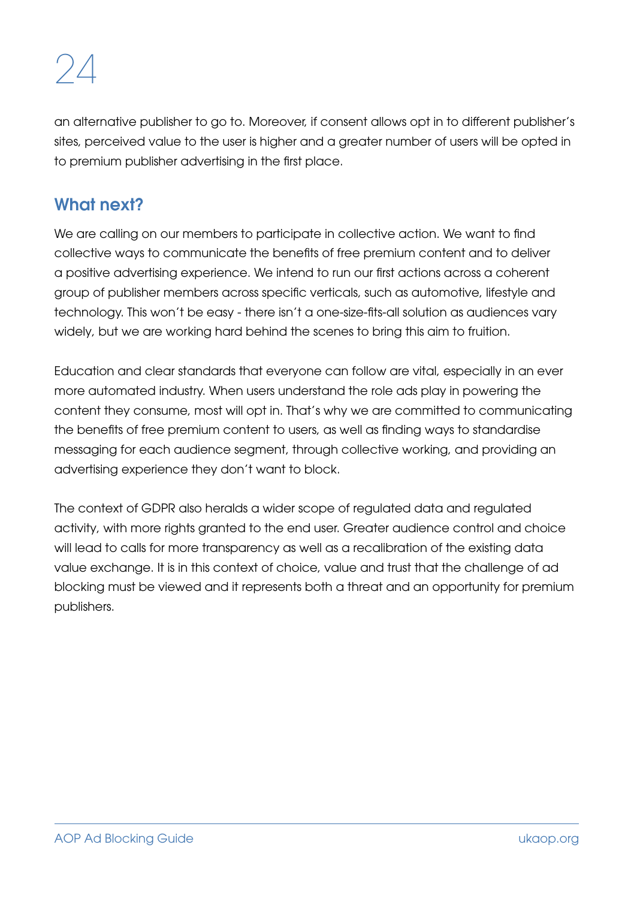an alternative publisher to go to. Moreover, if consent allows opt in to different publisher's sites, perceived value to the user is higher and a greater number of users will be opted in to premium publisher advertising in the first place.

## What next?

We are calling on our members to participate in collective action. We want to find collective ways to communicate the benefits of free premium content and to deliver a positive advertising experience. We intend to run our first actions across a coherent group of publisher members across specific verticals, such as automotive, lifestyle and technology. This won't be easy - there isn't a one-size-fits-all solution as audiences vary widely, but we are working hard behind the scenes to bring this aim to fruition.

Education and clear standards that everyone can follow are vital, especially in an ever more automated industry. When users understand the role ads play in powering the content they consume, most will opt in. That's why we are committed to communicating the benefits of free premium content to users, as well as finding ways to standardise messaging for each audience segment, through collective working, and providing an advertising experience they don't want to block.

The context of GDPR also heralds a wider scope of regulated data and regulated activity, with more rights granted to the end user. Greater audience control and choice will lead to calls for more transparency as well as a recalibration of the existing data value exchange. It is in this context of choice, value and trust that the challenge of ad blocking must be viewed and it represents both a threat and an opportunity for premium publishers.